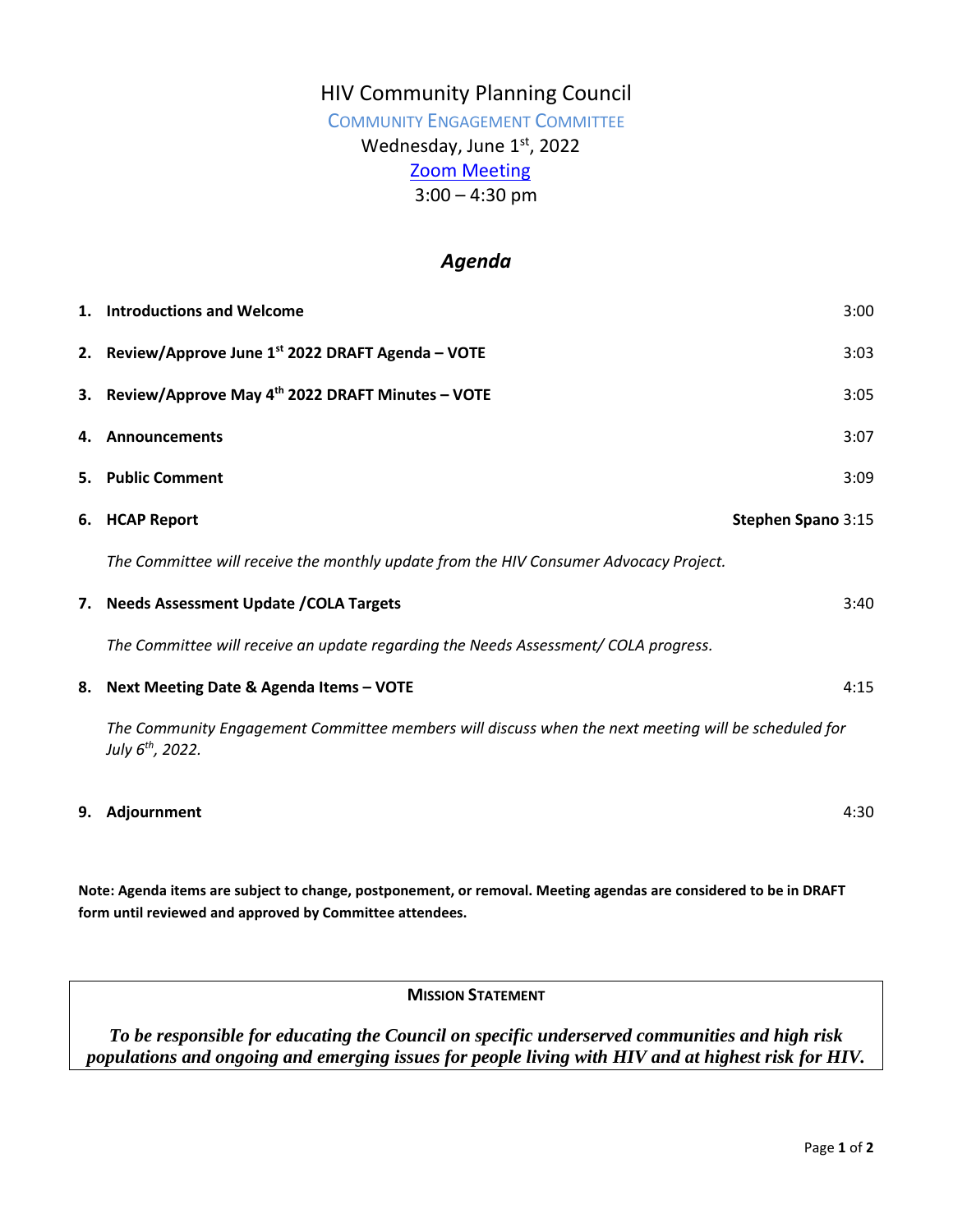# HIV Community Planning Council

## Community Engagement Committee

Wednesday, June 1st, 2022

[Zoom Meeting]

3:00 – 4:30 pm

## *Agenda*

1. **Introductions and Welcome** 3:00

2. **Review/Approve June 1st 2022 DRAFT Agenda – VOTE** 3:03

3. **Review/Approve May 4th 2022 DRAFT Minutes – VOTE** 3:05

4. **Announcements** 3:07

5. **Public Comment** 3:09

6. **HCAP Report** **Stephen Spano** 3:15

   *The Committee will receive the monthly update from the HIV Consumer Advocacy Project.*

7. **Needs Assessment Update /COLA Targets** 3:40

   *The Committee will receive an update regarding the Needs Assessment/ COLA progress.*

8. **Next Meeting Date & Agenda Items – VOTE** 4:15

   *The Community Engagement Committee members will discuss when the next meeting will be scheduled for July 6th, 2022.*

9. **Adjournment** 4:30

**Note: Agenda items are subject to change, postponement, or removal. Meeting agendas are considered to be in DRAFT form until reviewed and approved by Committee attendees.**

---

**Mission Statement**

***To be responsible for educating the Council on specific underserved communities and high risk populations and ongoing and emerging issues for people living with HIV and at highest risk for HIV.***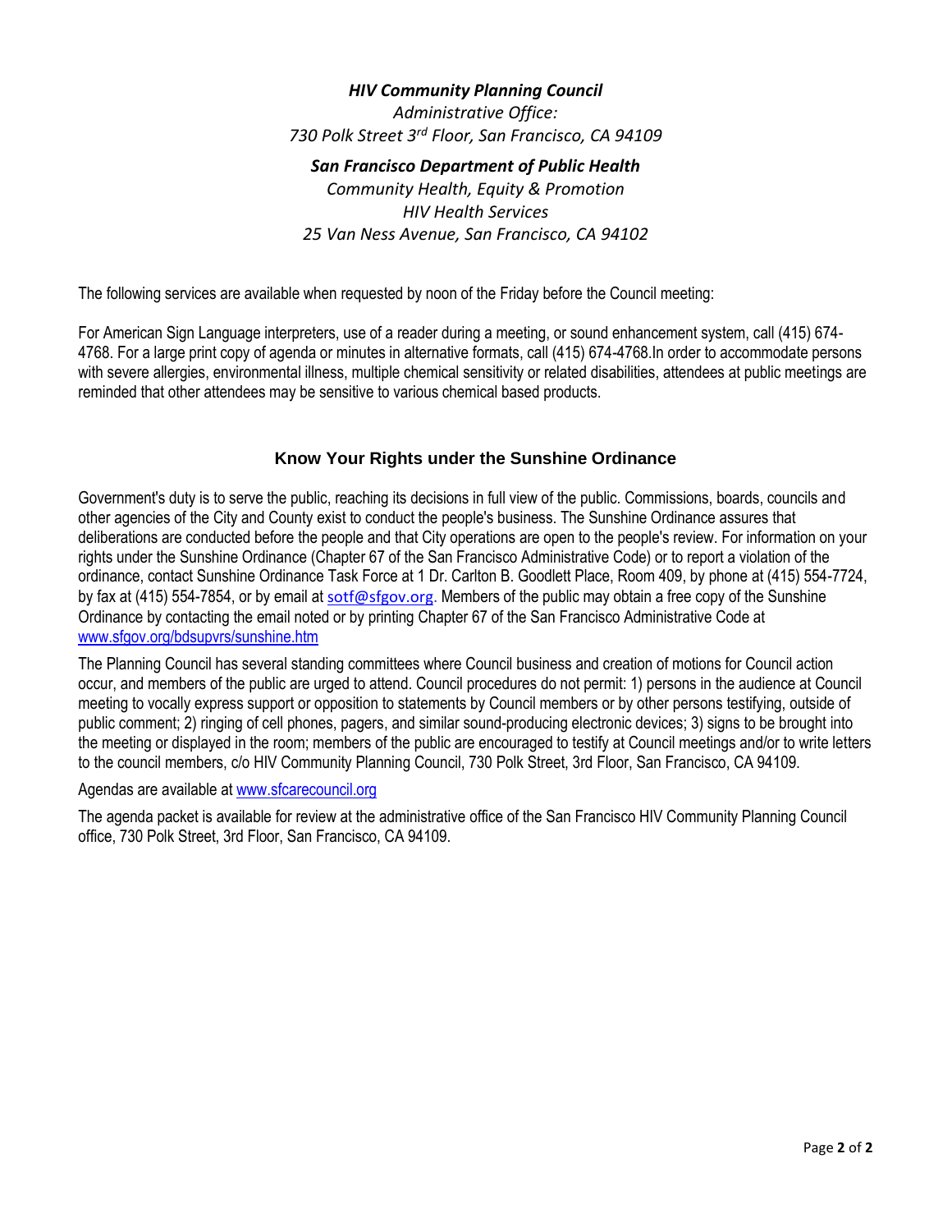***HIV Community Planning Council***
*Administrative Office:*
*730 Polk Street 3rd Floor, San Francisco, CA 94109*

***San Francisco Department of Public Health***
*Community Health, Equity & Promotion*
*HIV Health Services*
*25 Van Ness Avenue, San Francisco, CA 94102*

The following services are available when requested by noon of the Friday before the Council meeting:

For American Sign Language interpreters, use of a reader during a meeting, or sound enhancement system, call (415) 674-4768. For a large print copy of agenda or minutes in alternative formats, call (415) 674-4768.In order to accommodate persons with severe allergies, environmental illness, multiple chemical sensitivity or related disabilities, attendees at public meetings are reminded that other attendees may be sensitive to various chemical based products.

## Know Your Rights under the Sunshine Ordinance

Government's duty is to serve the public, reaching its decisions in full view of the public. Commissions, boards, councils and other agencies of the City and County exist to conduct the people's business. The Sunshine Ordinance assures that deliberations are conducted before the people and that City operations are open to the people's review. For information on your rights under the Sunshine Ordinance (Chapter 67 of the San Francisco Administrative Code) or to report a violation of the ordinance, contact Sunshine Ordinance Task Force at 1 Dr. Carlton B. Goodlett Place, Room 409, by phone at (415) 554-7724, by fax at (415) 554-7854, or by email at sotf@sfgov.org. Members of the public may obtain a free copy of the Sunshine Ordinance by contacting the email noted or by printing Chapter 67 of the San Francisco Administrative Code at www.sfgov.org/bdsupvrs/sunshine.htm

The Planning Council has several standing committees where Council business and creation of motions for Council action occur, and members of the public are urged to attend. Council procedures do not permit: 1) persons in the audience at Council meeting to vocally express support or opposition to statements by Council members or by other persons testifying, outside of public comment; 2) ringing of cell phones, pagers, and similar sound-producing electronic devices; 3) signs to be brought into the meeting or displayed in the room; members of the public are encouraged to testify at Council meetings and/or to write letters to the council members, c/o HIV Community Planning Council, 730 Polk Street, 3rd Floor, San Francisco, CA 94109.

Agendas are available at www.sfcarecouncil.org

The agenda packet is available for review at the administrative office of the San Francisco HIV Community Planning Council office, 730 Polk Street, 3rd Floor, San Francisco, CA 94109.